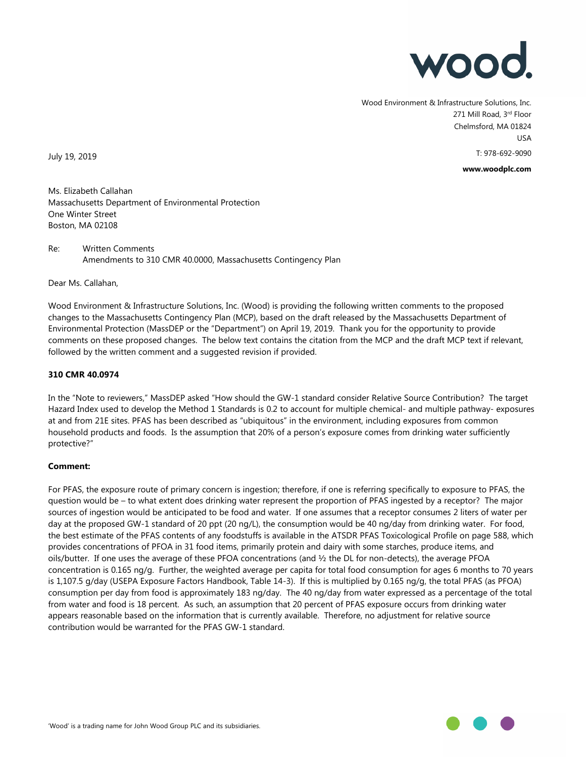**wood.**

Wood Environment & Infrastructure Solutions, Inc.
271 Mill Road, 3rd Floor
Chelmsford, MA 01824
USA
T: 978-692-9090
**www.woodplc.com**

July 19, 2019

Ms. Elizabeth Callahan
Massachusetts Department of Environmental Protection
One Winter Street
Boston, MA 02108

Re: Written Comments
Amendments to 310 CMR 40.0000, Massachusetts Contingency Plan

Dear Ms. Callahan,

Wood Environment & Infrastructure Solutions, Inc. (Wood) is providing the following written comments to the proposed changes to the Massachusetts Contingency Plan (MCP), based on the draft released by the Massachusetts Department of Environmental Protection (MassDEP or the "Department") on April 19, 2019. Thank you for the opportunity to provide comments on these proposed changes. The below text contains the citation from the MCP and the draft MCP text if relevant, followed by the written comment and a suggested revision if provided.

**310 CMR 40.0974**

In the "Note to reviewers," MassDEP asked "How should the GW-1 standard consider Relative Source Contribution? The target Hazard Index used to develop the Method 1 Standards is 0.2 to account for multiple chemical- and multiple pathway- exposures at and from 21E sites. PFAS has been described as "ubiquitous" in the environment, including exposures from common household products and foods. Is the assumption that 20% of a person's exposure comes from drinking water sufficiently protective?"

**Comment:**

For PFAS, the exposure route of primary concern is ingestion; therefore, if one is referring specifically to exposure to PFAS, the question would be – to what extent does drinking water represent the proportion of PFAS ingested by a receptor? The major sources of ingestion would be anticipated to be food and water. If one assumes that a receptor consumes 2 liters of water per day at the proposed GW-1 standard of 20 ppt (20 ng/L), the consumption would be 40 ng/day from drinking water. For food, the best estimate of the PFAS contents of any foodstuffs is available in the ATSDR PFAS Toxicological Profile on page 588, which provides concentrations of PFOA in 31 food items, primarily protein and dairy with some starches, produce items, and oils/butter. If one uses the average of these PFOA concentrations (and ½ the DL for non-detects), the average PFOA concentration is 0.165 ng/g. Further, the weighted average per capita for total food consumption for ages 6 months to 70 years is 1,107.5 g/day (USEPA Exposure Factors Handbook, Table 14-3). If this is multiplied by 0.165 ng/g, the total PFAS (as PFOA) consumption per day from food is approximately 183 ng/day. The 40 ng/day from water expressed as a percentage of the total from water and food is 18 percent. As such, an assumption that 20 percent of PFAS exposure occurs from drinking water appears reasonable based on the information that is currently available. Therefore, no adjustment for relative source contribution would be warranted for the PFAS GW-1 standard.

'Wood' is a trading name for John Wood Group PLC and its subsidiaries.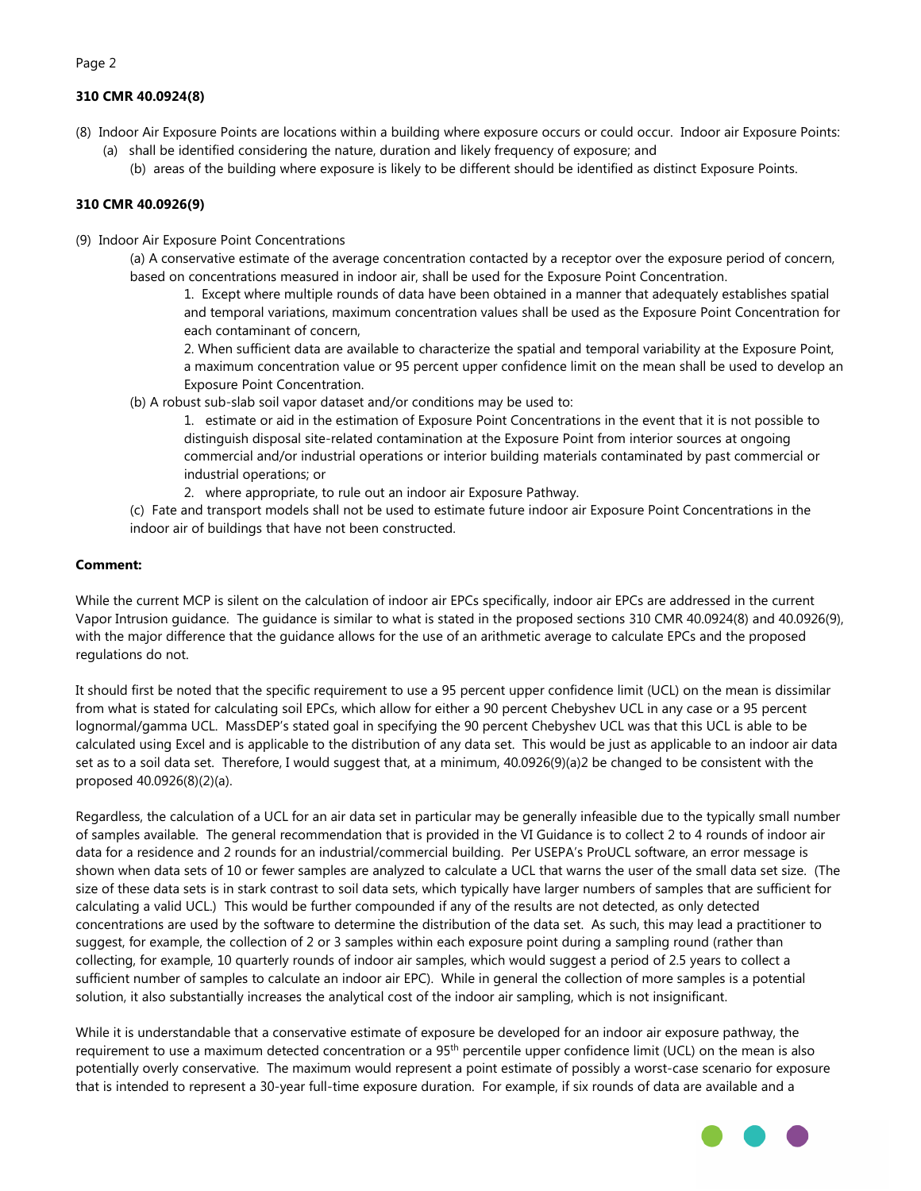**310 CMR 40.0924(8)**

(8) Indoor Air Exposure Points are locations within a building where exposure occurs or could occur. Indoor air Exposure Points:
  (a) shall be identified considering the nature, duration and likely frequency of exposure; and
  (b) areas of the building where exposure is likely to be different should be identified as distinct Exposure Points.

**310 CMR 40.0926(9)**

(9) Indoor Air Exposure Point Concentrations

(a) A conservative estimate of the average concentration contacted by a receptor over the exposure period of concern, based on concentrations measured in indoor air, shall be used for the Exposure Point Concentration.

1. Except where multiple rounds of data have been obtained in a manner that adequately establishes spatial and temporal variations, maximum concentration values shall be used as the Exposure Point Concentration for each contaminant of concern,

2. When sufficient data are available to characterize the spatial and temporal variability at the Exposure Point, a maximum concentration value or 95 percent upper confidence limit on the mean shall be used to develop an Exposure Point Concentration.

(b) A robust sub-slab soil vapor dataset and/or conditions may be used to:

1. estimate or aid in the estimation of Exposure Point Concentrations in the event that it is not possible to distinguish disposal site-related contamination at the Exposure Point from interior sources at ongoing commercial and/or industrial operations or interior building materials contaminated by past commercial or industrial operations; or

2. where appropriate, to rule out an indoor air Exposure Pathway.

(c) Fate and transport models shall not be used to estimate future indoor air Exposure Point Concentrations in the indoor air of buildings that have not been constructed.

**Comment:**

While the current MCP is silent on the calculation of indoor air EPCs specifically, indoor air EPCs are addressed in the current Vapor Intrusion guidance. The guidance is similar to what is stated in the proposed sections 310 CMR 40.0924(8) and 40.0926(9), with the major difference that the guidance allows for the use of an arithmetic average to calculate EPCs and the proposed regulations do not.

It should first be noted that the specific requirement to use a 95 percent upper confidence limit (UCL) on the mean is dissimilar from what is stated for calculating soil EPCs, which allow for either a 90 percent Chebyshev UCL in any case or a 95 percent lognormal/gamma UCL. MassDEP's stated goal in specifying the 90 percent Chebyshev UCL was that this UCL is able to be calculated using Excel and is applicable to the distribution of any data set. This would be just as applicable to an indoor air data set as to a soil data set. Therefore, I would suggest that, at a minimum, 40.0926(9)(a)2 be changed to be consistent with the proposed 40.0926(8)(2)(a).

Regardless, the calculation of a UCL for an air data set in particular may be generally infeasible due to the typically small number of samples available. The general recommendation that is provided in the VI Guidance is to collect 2 to 4 rounds of indoor air data for a residence and 2 rounds for an industrial/commercial building. Per USEPA's ProUCL software, an error message is shown when data sets of 10 or fewer samples are analyzed to calculate a UCL that warns the user of the small data set size. (The size of these data sets is in stark contrast to soil data sets, which typically have larger numbers of samples that are sufficient for calculating a valid UCL.) This would be further compounded if any of the results are not detected, as only detected concentrations are used by the software to determine the distribution of the data set. As such, this may lead a practitioner to suggest, for example, the collection of 2 or 3 samples within each exposure point during a sampling round (rather than collecting, for example, 10 quarterly rounds of indoor air samples, which would suggest a period of 2.5 years to collect a sufficient number of samples to calculate an indoor air EPC). While in general the collection of more samples is a potential solution, it also substantially increases the analytical cost of the indoor air sampling, which is not insignificant.

While it is understandable that a conservative estimate of exposure be developed for an indoor air exposure pathway, the requirement to use a maximum detected concentration or a 95$^{th}$ percentile upper confidence limit (UCL) on the mean is also potentially overly conservative. The maximum would represent a point estimate of possibly a worst-case scenario for exposure that is intended to represent a 30-year full-time exposure duration. For example, if six rounds of data are available and a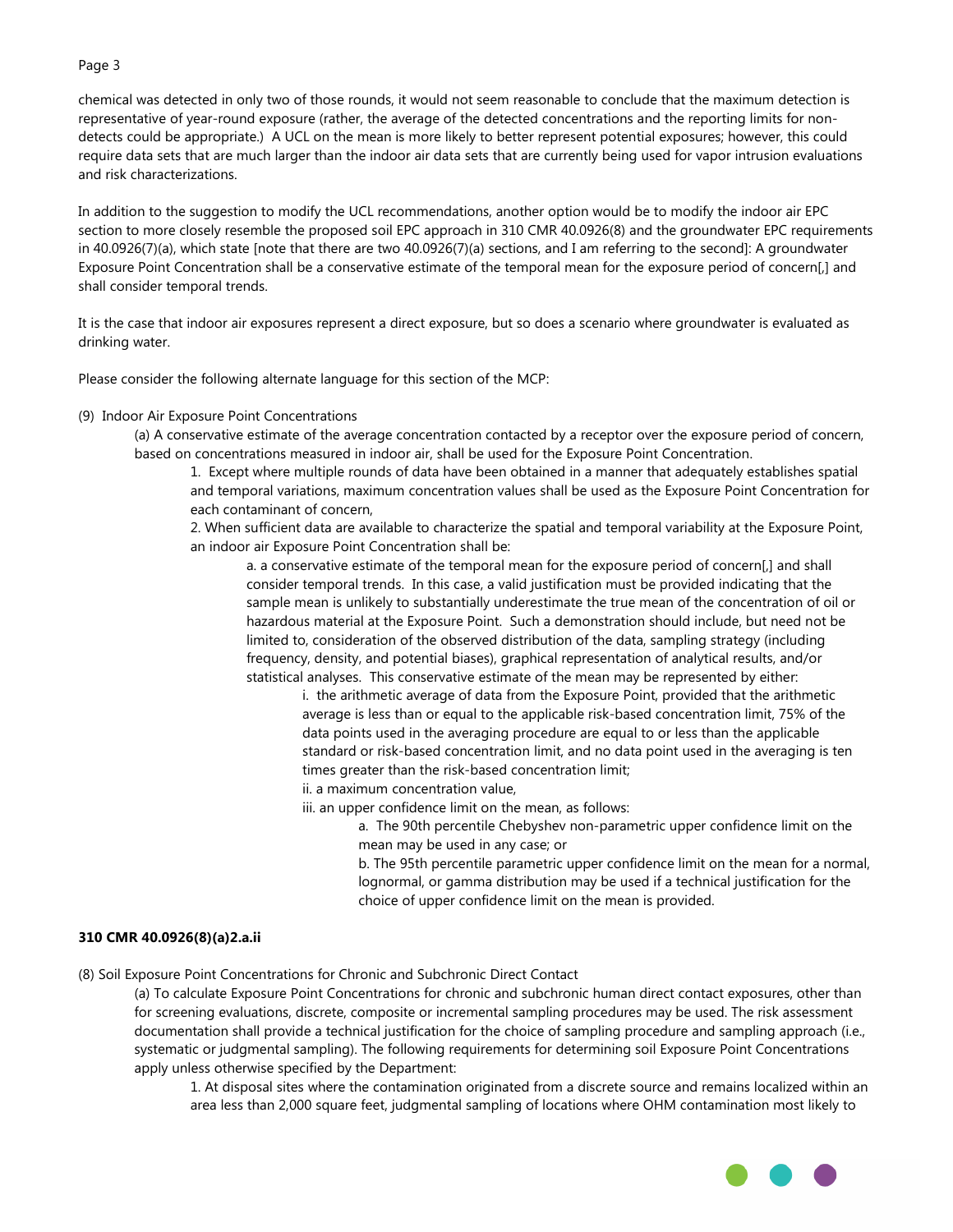chemical was detected in only two of those rounds, it would not seem reasonable to conclude that the maximum detection is representative of year-round exposure (rather, the average of the detected concentrations and the reporting limits for non-detects could be appropriate.) A UCL on the mean is more likely to better represent potential exposures; however, this could require data sets that are much larger than the indoor air data sets that are currently being used for vapor intrusion evaluations and risk characterizations.

In addition to the suggestion to modify the UCL recommendations, another option would be to modify the indoor air EPC section to more closely resemble the proposed soil EPC approach in 310 CMR 40.0926(8) and the groundwater EPC requirements in 40.0926(7)(a), which state [note that there are two 40.0926(7)(a) sections, and I am referring to the second]: A groundwater Exposure Point Concentration shall be a conservative estimate of the temporal mean for the exposure period of concern[,] and shall consider temporal trends.

It is the case that indoor air exposures represent a direct exposure, but so does a scenario where groundwater is evaluated as drinking water.

Please consider the following alternate language for this section of the MCP:

(9) Indoor Air Exposure Point Concentrations

(a) A conservative estimate of the average concentration contacted by a receptor over the exposure period of concern, based on concentrations measured in indoor air, shall be used for the Exposure Point Concentration.

1. Except where multiple rounds of data have been obtained in a manner that adequately establishes spatial and temporal variations, maximum concentration values shall be used as the Exposure Point Concentration for each contaminant of concern,

2. When sufficient data are available to characterize the spatial and temporal variability at the Exposure Point, an indoor air Exposure Point Concentration shall be:

a. a conservative estimate of the temporal mean for the exposure period of concern[,] and shall consider temporal trends. In this case, a valid justification must be provided indicating that the sample mean is unlikely to substantially underestimate the true mean of the concentration of oil or hazardous material at the Exposure Point. Such a demonstration should include, but need not be limited to, consideration of the observed distribution of the data, sampling strategy (including frequency, density, and potential biases), graphical representation of analytical results, and/or statistical analyses. This conservative estimate of the mean may be represented by either:

i. the arithmetic average of data from the Exposure Point, provided that the arithmetic average is less than or equal to the applicable risk-based concentration limit, 75% of the data points used in the averaging procedure are equal to or less than the applicable standard or risk-based concentration limit, and no data point used in the averaging is ten times greater than the risk-based concentration limit;

ii. a maximum concentration value,

iii. an upper confidence limit on the mean, as follows:

a. The 90th percentile Chebyshev non-parametric upper confidence limit on the mean may be used in any case; or

b. The 95th percentile parametric upper confidence limit on the mean for a normal, lognormal, or gamma distribution may be used if a technical justification for the choice of upper confidence limit on the mean is provided.

**310 CMR 40.0926(8)(a)2.a.ii**

(8) Soil Exposure Point Concentrations for Chronic and Subchronic Direct Contact

(a) To calculate Exposure Point Concentrations for chronic and subchronic human direct contact exposures, other than for screening evaluations, discrete, composite or incremental sampling procedures may be used. The risk assessment documentation shall provide a technical justification for the choice of sampling procedure and sampling approach (i.e., systematic or judgmental sampling). The following requirements for determining soil Exposure Point Concentrations apply unless otherwise specified by the Department:

1. At disposal sites where the contamination originated from a discrete source and remains localized within an area less than 2,000 square feet, judgmental sampling of locations where OHM contamination most likely to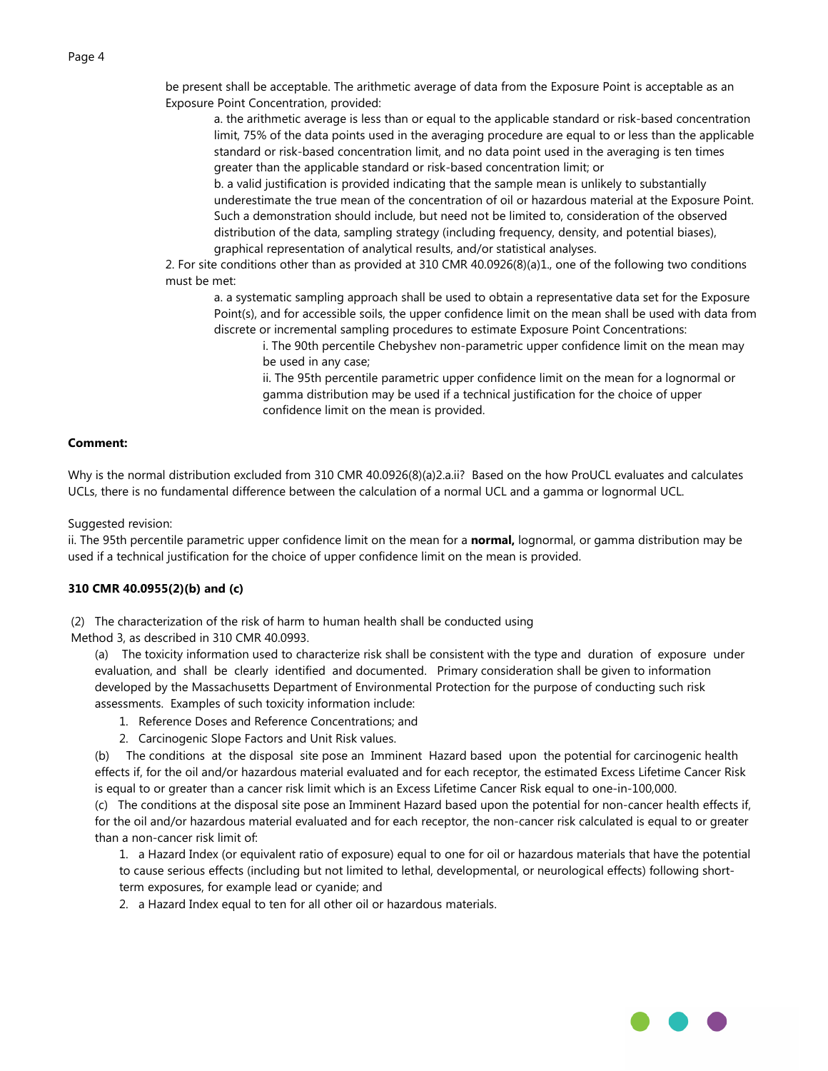be present shall be acceptable. The arithmetic average of data from the Exposure Point is acceptable as an Exposure Point Concentration, provided:

a. the arithmetic average is less than or equal to the applicable standard or risk-based concentration limit, 75% of the data points used in the averaging procedure are equal to or less than the applicable standard or risk-based concentration limit, and no data point used in the averaging is ten times greater than the applicable standard or risk-based concentration limit; or

b. a valid justification is provided indicating that the sample mean is unlikely to substantially underestimate the true mean of the concentration of oil or hazardous material at the Exposure Point. Such a demonstration should include, but need not be limited to, consideration of the observed distribution of the data, sampling strategy (including frequency, density, and potential biases), graphical representation of analytical results, and/or statistical analyses.

2. For site conditions other than as provided at 310 CMR 40.0926(8)(a)1., one of the following two conditions must be met:

a. a systematic sampling approach shall be used to obtain a representative data set for the Exposure Point(s), and for accessible soils, the upper confidence limit on the mean shall be used with data from discrete or incremental sampling procedures to estimate Exposure Point Concentrations:

i. The 90th percentile Chebyshev non-parametric upper confidence limit on the mean may be used in any case;

ii. The 95th percentile parametric upper confidence limit on the mean for a lognormal or gamma distribution may be used if a technical justification for the choice of upper confidence limit on the mean is provided.

**Comment:**

Why is the normal distribution excluded from 310 CMR 40.0926(8)(a)2.a.ii? Based on the how ProUCL evaluates and calculates UCLs, there is no fundamental difference between the calculation of a normal UCL and a gamma or lognormal UCL.

Suggested revision:
ii. The 95th percentile parametric upper confidence limit on the mean for a **normal,** lognormal, or gamma distribution may be used if a technical justification for the choice of upper confidence limit on the mean is provided.

**310 CMR 40.0955(2)(b) and (c)**

(2) The characterization of the risk of harm to human health shall be conducted using Method 3, as described in 310 CMR 40.0993.

(a) The toxicity information used to characterize risk shall be consistent with the type and duration of exposure under evaluation, and shall be clearly identified and documented. Primary consideration shall be given to information developed by the Massachusetts Department of Environmental Protection for the purpose of conducting such risk assessments. Examples of such toxicity information include:

1. Reference Doses and Reference Concentrations; and
2. Carcinogenic Slope Factors and Unit Risk values.

(b) The conditions at the disposal site pose an Imminent Hazard based upon the potential for carcinogenic health effects if, for the oil and/or hazardous material evaluated and for each receptor, the estimated Excess Lifetime Cancer Risk is equal to or greater than a cancer risk limit which is an Excess Lifetime Cancer Risk equal to one-in-100,000.

(c) The conditions at the disposal site pose an Imminent Hazard based upon the potential for non-cancer health effects if, for the oil and/or hazardous material evaluated and for each receptor, the non-cancer risk calculated is equal to or greater than a non-cancer risk limit of:

1. a Hazard Index (or equivalent ratio of exposure) equal to one for oil or hazardous materials that have the potential to cause serious effects (including but not limited to lethal, developmental, or neurological effects) following short-term exposures, for example lead or cyanide; and
2. a Hazard Index equal to ten for all other oil or hazardous materials.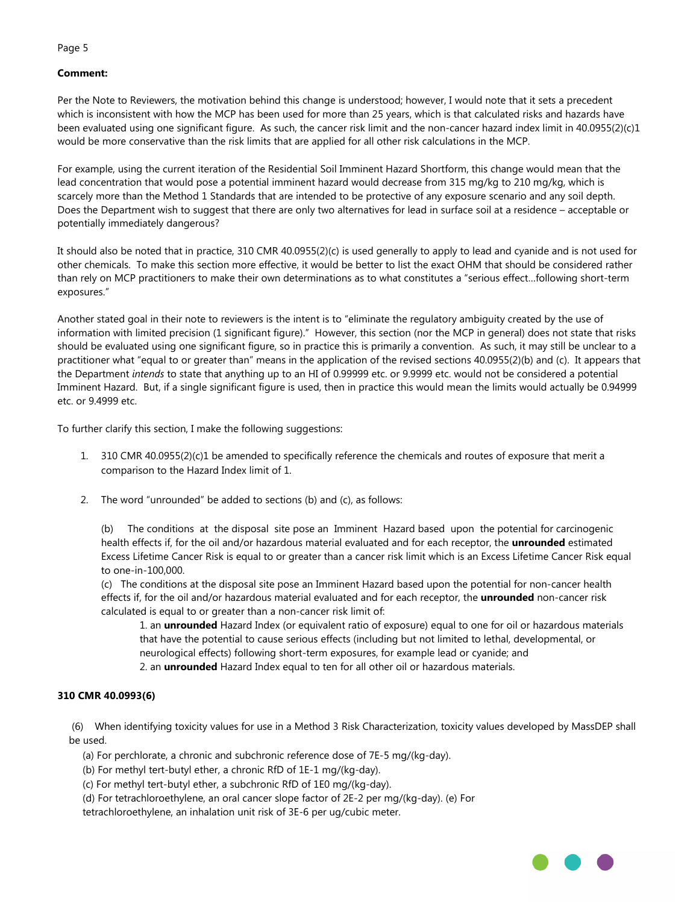**Comment:**

Per the Note to Reviewers, the motivation behind this change is understood; however, I would note that it sets a precedent which is inconsistent with how the MCP has been used for more than 25 years, which is that calculated risks and hazards have been evaluated using one significant figure. As such, the cancer risk limit and the non-cancer hazard index limit in 40.0955(2)(c)1 would be more conservative than the risk limits that are applied for all other risk calculations in the MCP.

For example, using the current iteration of the Residential Soil Imminent Hazard Shortform, this change would mean that the lead concentration that would pose a potential imminent hazard would decrease from 315 mg/kg to 210 mg/kg, which is scarcely more than the Method 1 Standards that are intended to be protective of any exposure scenario and any soil depth. Does the Department wish to suggest that there are only two alternatives for lead in surface soil at a residence – acceptable or potentially immediately dangerous?

It should also be noted that in practice, 310 CMR 40.0955(2)(c) is used generally to apply to lead and cyanide and is not used for other chemicals. To make this section more effective, it would be better to list the exact OHM that should be considered rather than rely on MCP practitioners to make their own determinations as to what constitutes a "serious effect…following short-term exposures."

Another stated goal in their note to reviewers is the intent is to "eliminate the regulatory ambiguity created by the use of information with limited precision (1 significant figure)." However, this section (nor the MCP in general) does not state that risks should be evaluated using one significant figure, so in practice this is primarily a convention. As such, it may still be unclear to a practitioner what "equal to or greater than" means in the application of the revised sections 40.0955(2)(b) and (c). It appears that the Department *intends* to state that anything up to an HI of 0.99999 etc. or 9.9999 etc. would not be considered a potential Imminent Hazard. But, if a single significant figure is used, then in practice this would mean the limits would actually be 0.94999 etc. or 9.4999 etc.

To further clarify this section, I make the following suggestions:

1. 310 CMR 40.0955(2)(c)1 be amended to specifically reference the chemicals and routes of exposure that merit a comparison to the Hazard Index limit of 1.

2. The word "unrounded" be added to sections (b) and (c), as follows:

   (b) The conditions at the disposal site pose an Imminent Hazard based upon the potential for carcinogenic health effects if, for the oil and/or hazardous material evaluated and for each receptor, the **unrounded** estimated Excess Lifetime Cancer Risk is equal to or greater than a cancer risk limit which is an Excess Lifetime Cancer Risk equal to one-in-100,000.

   (c) The conditions at the disposal site pose an Imminent Hazard based upon the potential for non-cancer health effects if, for the oil and/or hazardous material evaluated and for each receptor, the **unrounded** non-cancer risk calculated is equal to or greater than a non-cancer risk limit of:

   1. an **unrounded** Hazard Index (or equivalent ratio of exposure) equal to one for oil or hazardous materials that have the potential to cause serious effects (including but not limited to lethal, developmental, or neurological effects) following short-term exposures, for example lead or cyanide; and
   2. an **unrounded** Hazard Index equal to ten for all other oil or hazardous materials.

**310 CMR 40.0993(6)**

(6) When identifying toxicity values for use in a Method 3 Risk Characterization, toxicity values developed by MassDEP shall be used.

(a) For perchlorate, a chronic and subchronic reference dose of 7E-5 mg/(kg-day).
(b) For methyl tert-butyl ether, a chronic RfD of 1E-1 mg/(kg-day).
(c) For methyl tert-butyl ether, a subchronic RfD of 1E0 mg/(kg-day).
(d) For tetrachloroethylene, an oral cancer slope factor of 2E-2 per mg/(kg-day). (e) For tetrachloroethylene, an inhalation unit risk of 3E-6 per ug/cubic meter.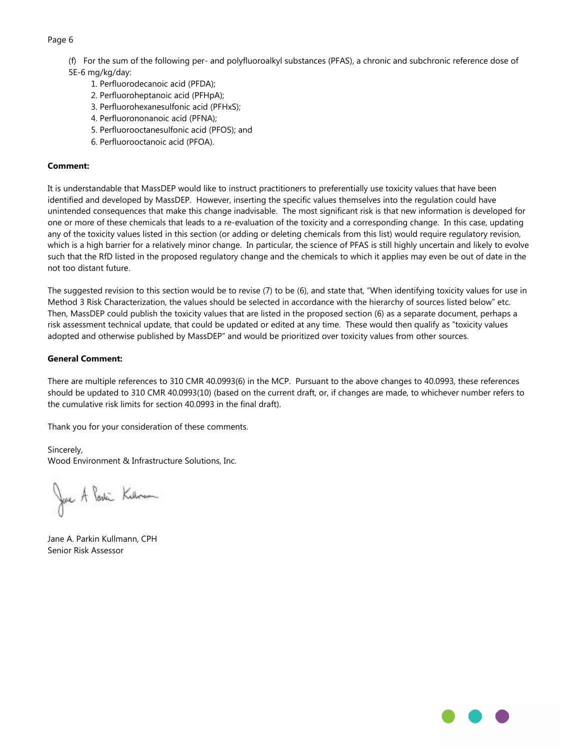(f) For the sum of the following per- and polyfluoroalkyl substances (PFAS), a chronic and subchronic reference dose of 5E-6 mg/kg/day:

1. Perfluorodecanoic acid (PFDA);
2. Perfluoroheptanoic acid (PFHpA);
3. Perfluorohexanesulfonic acid (PFHxS);
4. Perfluorononanoic acid (PFNA);
5. Perfluorooctanesulfonic acid (PFOS); and
6. Perfluorooctanoic acid (PFOA).

**Comment:**

It is understandable that MassDEP would like to instruct practitioners to preferentially use toxicity values that have been identified and developed by MassDEP. However, inserting the specific values themselves into the regulation could have unintended consequences that make this change inadvisable. The most significant risk is that new information is developed for one or more of these chemicals that leads to a re-evaluation of the toxicity and a corresponding change. In this case, updating any of the toxicity values listed in this section (or adding or deleting chemicals from this list) would require regulatory revision, which is a high barrier for a relatively minor change. In particular, the science of PFAS is still highly uncertain and likely to evolve such that the RfD listed in the proposed regulatory change and the chemicals to which it applies may even be out of date in the not too distant future.

The suggested revision to this section would be to revise (7) to be (6), and state that, "When identifying toxicity values for use in Method 3 Risk Characterization, the values should be selected in accordance with the hierarchy of sources listed below" etc. Then, MassDEP could publish the toxicity values that are listed in the proposed section (6) as a separate document, perhaps a risk assessment technical update, that could be updated or edited at any time. These would then qualify as "toxicity values adopted and otherwise published by MassDEP" and would be prioritized over toxicity values from other sources.

**General Comment:**

There are multiple references to 310 CMR 40.0993(6) in the MCP. Pursuant to the above changes to 40.0993, these references should be updated to 310 CMR 40.0993(10) (based on the current draft, or, if changes are made, to whichever number refers to the cumulative risk limits for section 40.0993 in the final draft).

Thank you for your consideration of these comments.

Sincerely,
Wood Environment & Infrastructure Solutions, Inc.

Jane A. Parkin Kullmann, CPH
Senior Risk Assessor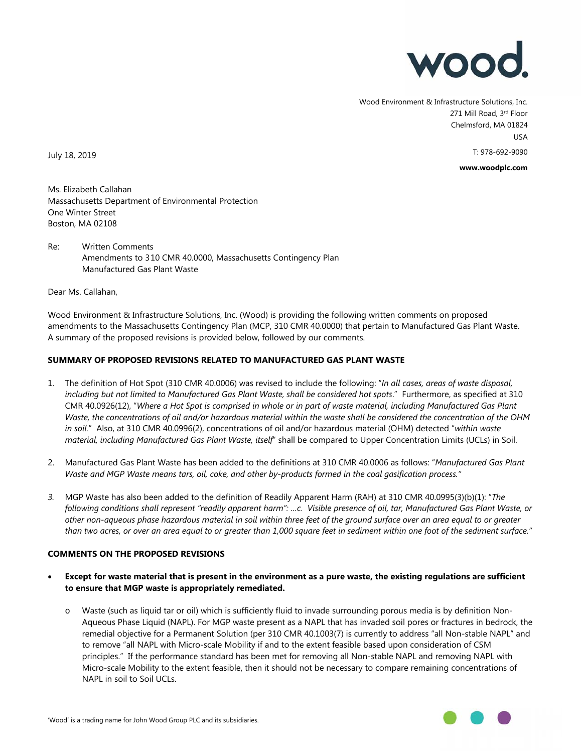wood.

Wood Environment & Infrastructure Solutions, Inc.
271 Mill Road, 3rd Floor
Chelmsford, MA 01824
USA
T: 978-692-9090
**www.woodplc.com**

July 18, 2019

Ms. Elizabeth Callahan
Massachusetts Department of Environmental Protection
One Winter Street
Boston, MA 02108

Re: Written Comments
Amendments to 310 CMR 40.0000, Massachusetts Contingency Plan
Manufactured Gas Plant Waste

Dear Ms. Callahan,

Wood Environment & Infrastructure Solutions, Inc. (Wood) is providing the following written comments on proposed amendments to the Massachusetts Contingency Plan (MCP, 310 CMR 40.0000) that pertain to Manufactured Gas Plant Waste. A summary of the proposed revisions is provided below, followed by our comments.

**SUMMARY OF PROPOSED REVISIONS RELATED TO MANUFACTURED GAS PLANT WASTE**

1. The definition of Hot Spot (310 CMR 40.0006) was revised to include the following: "*In all cases, areas of waste disposal, including but not limited to Manufactured Gas Plant Waste, shall be considered hot spots*." Furthermore, as specified at 310 CMR 40.0926(12), "*Where a Hot Spot is comprised in whole or in part of waste material, including Manufactured Gas Plant Waste, the concentrations of oil and/or hazardous material within the waste shall be considered the concentration of the OHM in soil.*" Also, at 310 CMR 40.0996(2), concentrations of oil and/or hazardous material (OHM) detected "*within waste material, including Manufactured Gas Plant Waste, itself*" shall be compared to Upper Concentration Limits (UCLs) in Soil.

2. Manufactured Gas Plant Waste has been added to the definitions at 310 CMR 40.0006 as follows: "*Manufactured Gas Plant Waste and MGP Waste means tars, oil, coke, and other by-products formed in the coal gasification process."*

3. MGP Waste has also been added to the definition of Readily Apparent Harm (RAH) at 310 CMR 40.0995(3)(b)(1): "*The following conditions shall represent "readily apparent harm": …c. Visible presence of oil, tar, Manufactured Gas Plant Waste, or other non-aqueous phase hazardous material in soil within three feet of the ground surface over an area equal to or greater than two acres, or over an area equal to or greater than 1,000 square feet in sediment within one foot of the sediment surface."*

**COMMENTS ON THE PROPOSED REVISIONS**

- **Except for waste material that is present in the environment as a pure waste, the existing regulations are sufficient to ensure that MGP waste is appropriately remediated.**
  - Waste (such as liquid tar or oil) which is sufficiently fluid to invade surrounding porous media is by definition Non-Aqueous Phase Liquid (NAPL). For MGP waste present as a NAPL that has invaded soil pores or fractures in bedrock, the remedial objective for a Permanent Solution (per 310 CMR 40.1003(7) is currently to address "all Non-stable NAPL" and to remove "all NAPL with Micro-scale Mobility if and to the extent feasible based upon consideration of CSM principles." If the performance standard has been met for removing all Non-stable NAPL and removing NAPL with Micro-scale Mobility to the extent feasible, then it should not be necessary to compare remaining concentrations of NAPL in soil to Soil UCLs.

'Wood' is a trading name for John Wood Group PLC and its subsidiaries.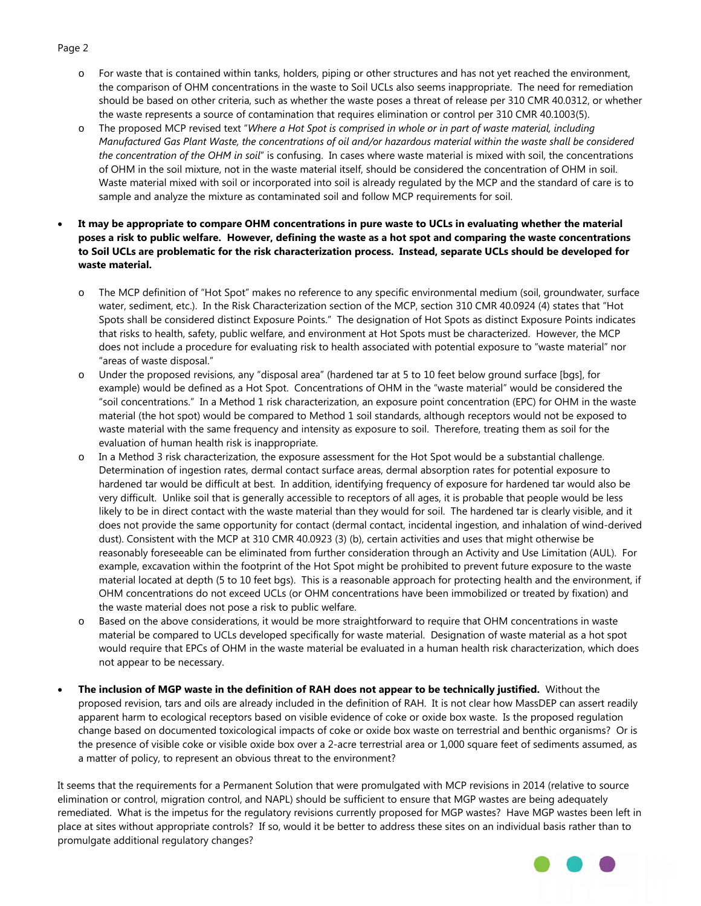- For waste that is contained within tanks, holders, piping or other structures and has not yet reached the environment, the comparison of OHM concentrations in the waste to Soil UCLs also seems inappropriate. The need for remediation should be based on other criteria, such as whether the waste poses a threat of release per 310 CMR 40.0312, or whether the waste represents a source of contamination that requires elimination or control per 310 CMR 40.1003(5).
- The proposed MCP revised text "*Where a Hot Spot is comprised in whole or in part of waste material, including Manufactured Gas Plant Waste, the concentrations of oil and/or hazardous material within the waste shall be considered the concentration of the OHM in soil*" is confusing. In cases where waste material is mixed with soil, the concentrations of OHM in the soil mixture, not in the waste material itself, should be considered the concentration of OHM in soil. Waste material mixed with soil or incorporated into soil is already regulated by the MCP and the standard of care is to sample and analyze the mixture as contaminated soil and follow MCP requirements for soil.

- **It may be appropriate to compare OHM concentrations in pure waste to UCLs in evaluating whether the material poses a risk to public welfare. However, defining the waste as a hot spot and comparing the waste concentrations to Soil UCLs are problematic for the risk characterization process. Instead, separate UCLs should be developed for waste material.**
  - The MCP definition of "Hot Spot" makes no reference to any specific environmental medium (soil, groundwater, surface water, sediment, etc.). In the Risk Characterization section of the MCP, section 310 CMR 40.0924 (4) states that "Hot Spots shall be considered distinct Exposure Points." The designation of Hot Spots as distinct Exposure Points indicates that risks to health, safety, public welfare, and environment at Hot Spots must be characterized. However, the MCP does not include a procedure for evaluating risk to health associated with potential exposure to "waste material" nor "areas of waste disposal."
  - Under the proposed revisions, any "disposal area" (hardened tar at 5 to 10 feet below ground surface [bgs], for example) would be defined as a Hot Spot. Concentrations of OHM in the "waste material" would be considered the "soil concentrations." In a Method 1 risk characterization, an exposure point concentration (EPC) for OHM in the waste material (the hot spot) would be compared to Method 1 soil standards, although receptors would not be exposed to waste material with the same frequency and intensity as exposure to soil. Therefore, treating them as soil for the evaluation of human health risk is inappropriate.
  - In a Method 3 risk characterization, the exposure assessment for the Hot Spot would be a substantial challenge. Determination of ingestion rates, dermal contact surface areas, dermal absorption rates for potential exposure to hardened tar would be difficult at best. In addition, identifying frequency of exposure for hardened tar would also be very difficult. Unlike soil that is generally accessible to receptors of all ages, it is probable that people would be less likely to be in direct contact with the waste material than they would for soil. The hardened tar is clearly visible, and it does not provide the same opportunity for contact (dermal contact, incidental ingestion, and inhalation of wind-derived dust). Consistent with the MCP at 310 CMR 40.0923 (3) (b), certain activities and uses that might otherwise be reasonably foreseeable can be eliminated from further consideration through an Activity and Use Limitation (AUL). For example, excavation within the footprint of the Hot Spot might be prohibited to prevent future exposure to the waste material located at depth (5 to 10 feet bgs). This is a reasonable approach for protecting health and the environment, if OHM concentrations do not exceed UCLs (or OHM concentrations have been immobilized or treated by fixation) and the waste material does not pose a risk to public welfare.
  - Based on the above considerations, it would be more straightforward to require that OHM concentrations in waste material be compared to UCLs developed specifically for waste material. Designation of waste material as a hot spot would require that EPCs of OHM in the waste material be evaluated in a human health risk characterization, which does not appear to be necessary.

- **The inclusion of MGP waste in the definition of RAH does not appear to be technically justified.** Without the proposed revision, tars and oils are already included in the definition of RAH. It is not clear how MassDEP can assert readily apparent harm to ecological receptors based on visible evidence of coke or oxide box waste. Is the proposed regulation change based on documented toxicological impacts of coke or oxide box waste on terrestrial and benthic organisms? Or is the presence of visible coke or visible oxide box over a 2-acre terrestrial area or 1,000 square feet of sediments assumed, as a matter of policy, to represent an obvious threat to the environment?

It seems that the requirements for a Permanent Solution that were promulgated with MCP revisions in 2014 (relative to source elimination or control, migration control, and NAPL) should be sufficient to ensure that MGP wastes are being adequately remediated. What is the impetus for the regulatory revisions currently proposed for MGP wastes? Have MGP wastes been left in place at sites without appropriate controls? If so, would it be better to address these sites on an individual basis rather than to promulgate additional regulatory changes?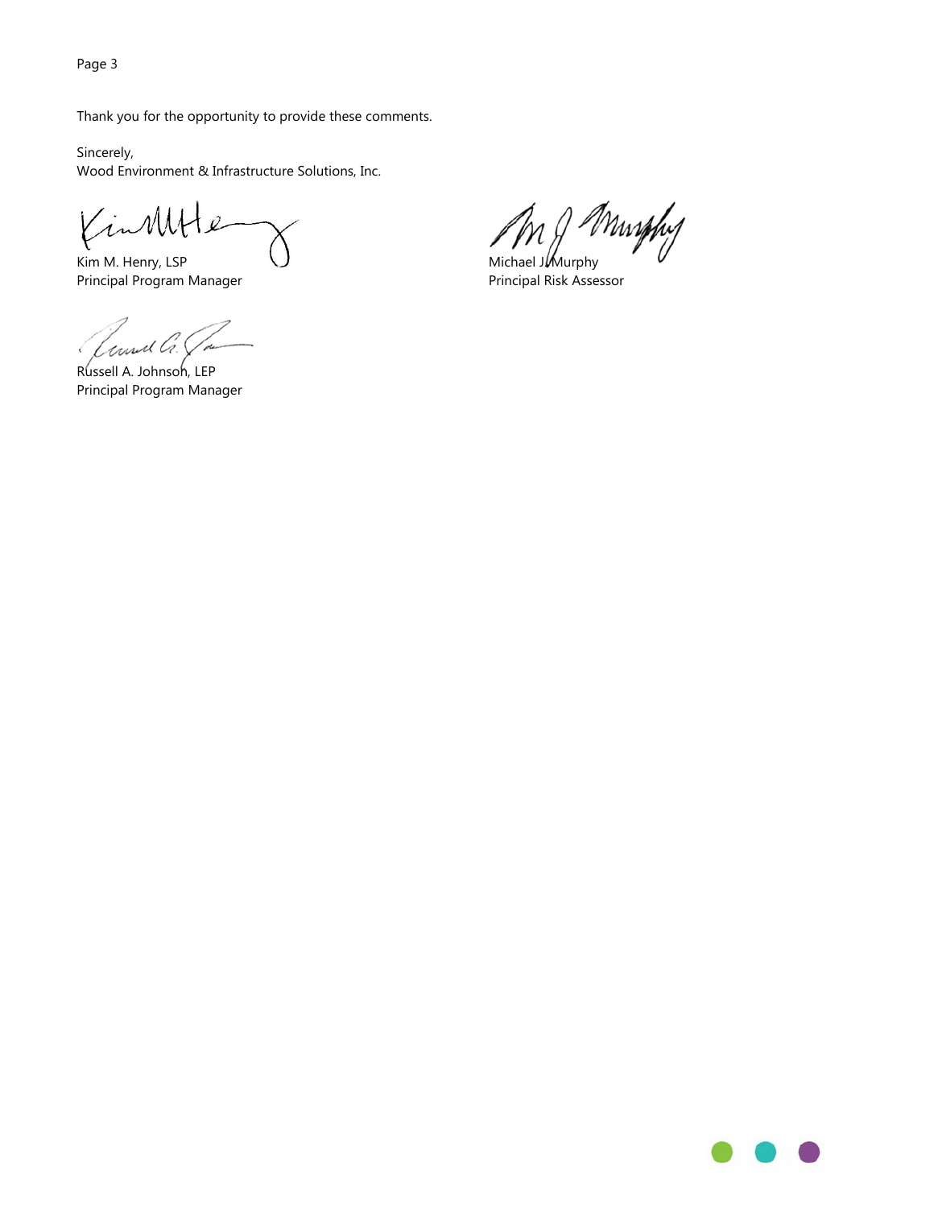Thank you for the opportunity to provide these comments.

Sincerely,
Wood Environment & Infrastructure Solutions, Inc.

Kim M. Henry, LSP
Principal Program Manager

Michael J. Murphy
Principal Risk Assessor

Russell A. Johnson, LEP
Principal Program Manager